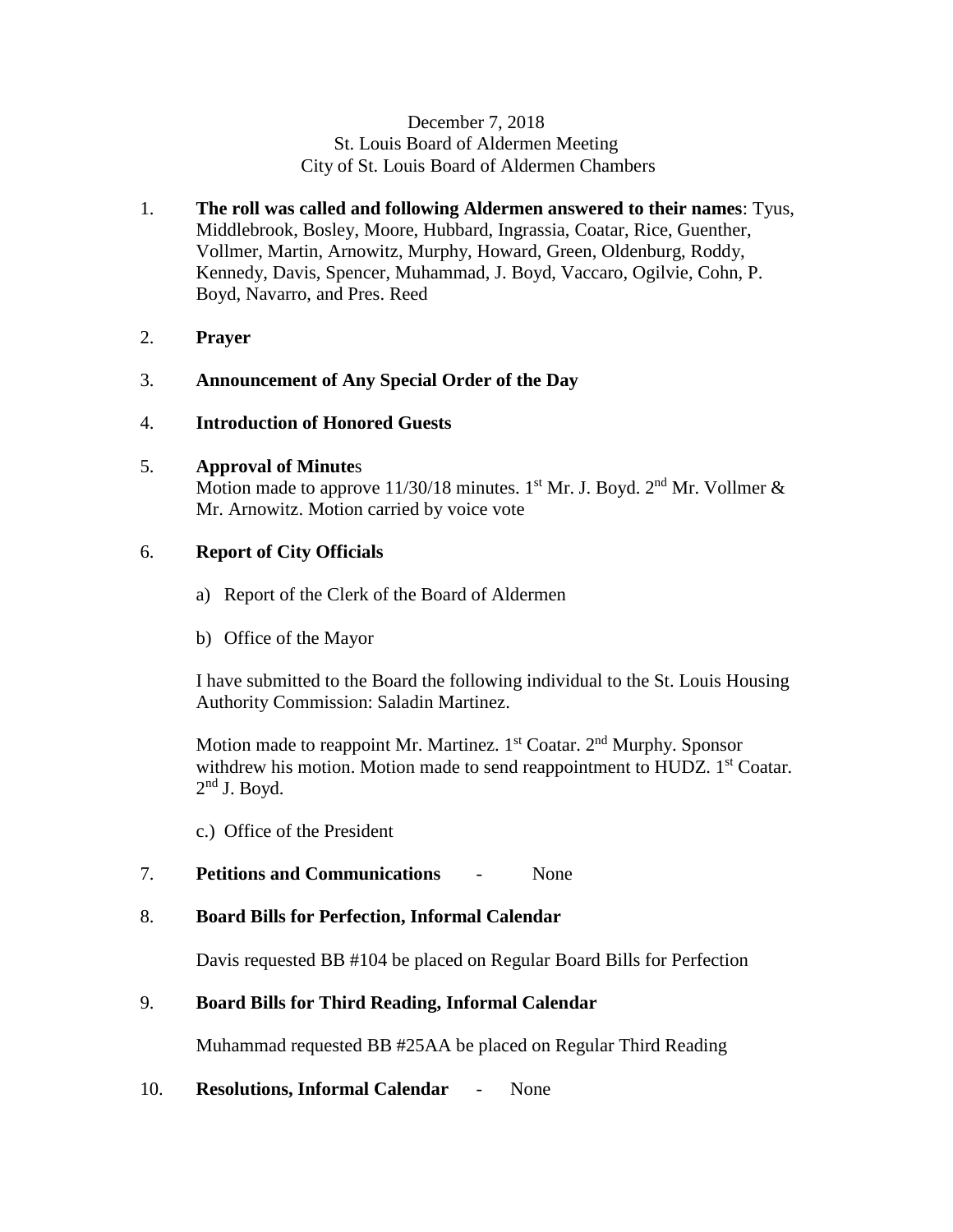December 7, 2018
St. Louis Board of Aldermen Meeting
City of St. Louis Board of Aldermen Chambers

1. **The roll was called and following Aldermen answered to their names**: Tyus, Middlebrook, Bosley, Moore, Hubbard, Ingrassia, Coatar, Rice, Guenther, Vollmer, Martin, Arnowitz, Murphy, Howard, Green, Oldenburg, Roddy, Kennedy, Davis, Spencer, Muhammad, J. Boyd, Vaccaro, Ogilvie, Cohn, P. Boyd, Navarro, and Pres. Reed

2. **Prayer**

3. **Announcement of Any Special Order of the Day**

4. **Introduction of Honored Guests**

5. **Approval of Minute**s

   Motion made to approve 11/30/18 minutes. 1st Mr. J. Boyd. 2nd Mr. Vollmer & Mr. Arnowitz. Motion carried by voice vote

6. **Report of City Officials**

   a) Report of the Clerk of the Board of Aldermen

   b) Office of the Mayor

   I have submitted to the Board the following individual to the St. Louis Housing Authority Commission: Saladin Martinez.

   Motion made to reappoint Mr. Martinez. 1st Coatar. 2nd Murphy. Sponsor withdrew his motion. Motion made to send reappointment to HUDZ. 1st Coatar. 2nd J. Boyd.

   c.) Office of the President

7. **Petitions and Communications** - None

8. **Board Bills for Perfection, Informal Calendar**

   Davis requested BB #104 be placed on Regular Board Bills for Perfection

9. **Board Bills for Third Reading, Informal Calendar**

   Muhammad requested BB #25AA be placed on Regular Third Reading

10. **Resolutions, Informal Calendar** - None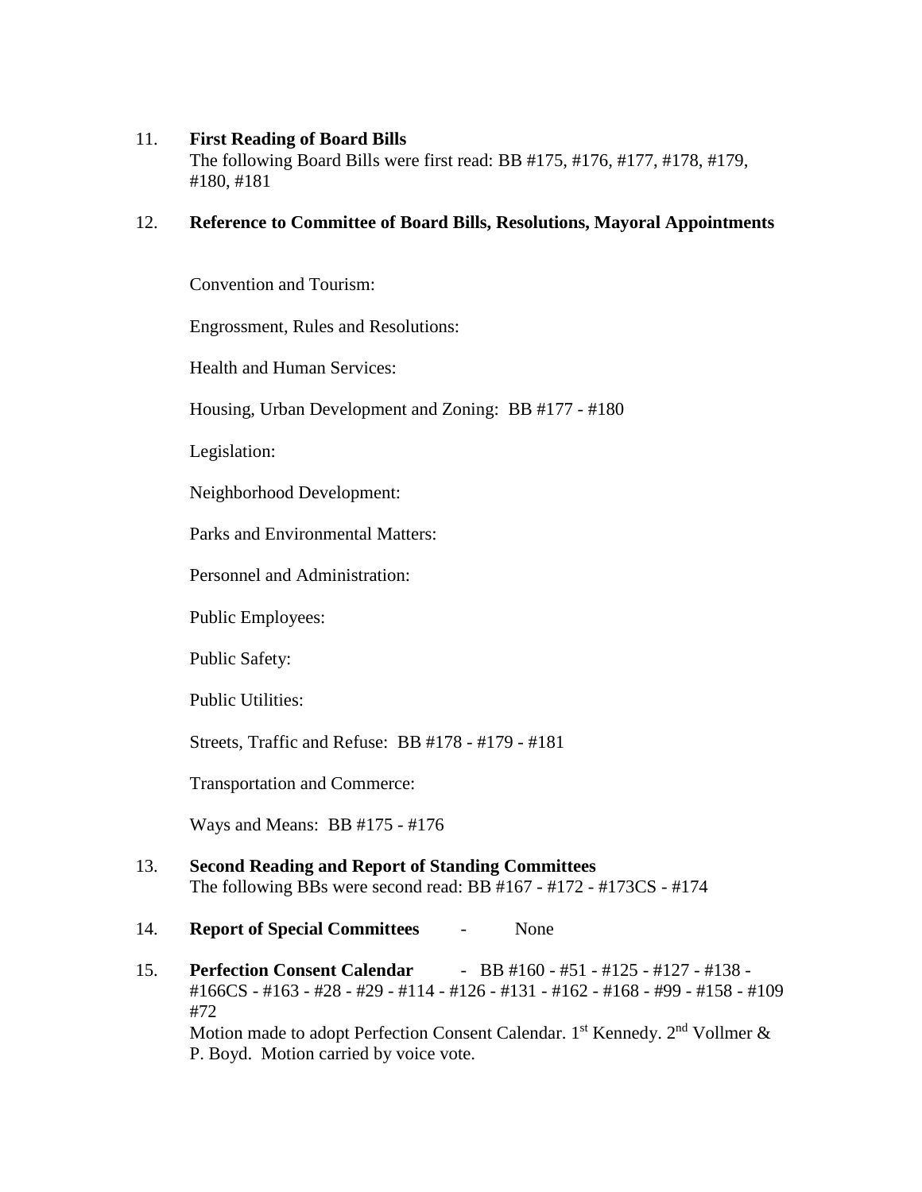11. **First Reading of Board Bills**
    The following Board Bills were first read: BB #175, #176, #177, #178, #179, #180, #181

12. **Reference to Committee of Board Bills, Resolutions, Mayoral Appointments**

    Convention and Tourism:

    Engrossment, Rules and Resolutions:

    Health and Human Services:

    Housing, Urban Development and Zoning: BB #177 - #180

    Legislation:

    Neighborhood Development:

    Parks and Environmental Matters:

    Personnel and Administration:

    Public Employees:

    Public Safety:

    Public Utilities:

    Streets, Traffic and Refuse: BB #178 - #179 - #181

    Transportation and Commerce:

    Ways and Means: BB #175 - #176

13. **Second Reading and Report of Standing Committees**
    The following BBs were second read: BB #167 - #172 - #173CS - #174

14. **Report of Special Committees** - None

15. **Perfection Consent Calendar** - BB #160 - #51 - #125 - #127 - #138 - #166CS - #163 - #28 - #29 - #114 - #126 - #131 - #162 - #168 - #99 - #158 - #109 #72
    Motion made to adopt Perfection Consent Calendar. 1st Kennedy. 2nd Vollmer & P. Boyd. Motion carried by voice vote.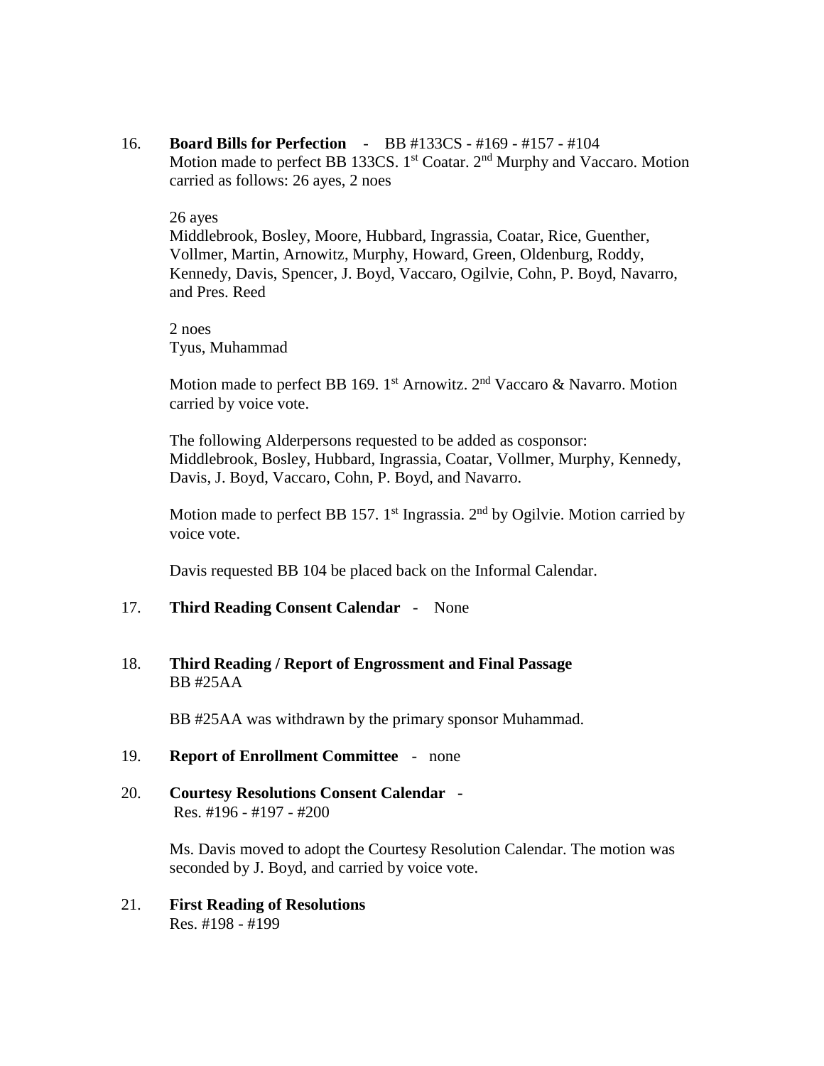16. **Board Bills for Perfection** - BB #133CS - #169 - #157 - #104

Motion made to perfect BB 133CS. 1st Coatar. 2nd Murphy and Vaccaro. Motion carried as follows: 26 ayes, 2 noes

26 ayes
Middlebrook, Bosley, Moore, Hubbard, Ingrassia, Coatar, Rice, Guenther, Vollmer, Martin, Arnowitz, Murphy, Howard, Green, Oldenburg, Roddy, Kennedy, Davis, Spencer, J. Boyd, Vaccaro, Ogilvie, Cohn, P. Boyd, Navarro, and Pres. Reed

2 noes
Tyus, Muhammad

Motion made to perfect BB 169. 1st Arnowitz. 2nd Vaccaro & Navarro. Motion carried by voice vote.

The following Alderpersons requested to be added as cosponsor: Middlebrook, Bosley, Hubbard, Ingrassia, Coatar, Vollmer, Murphy, Kennedy, Davis, J. Boyd, Vaccaro, Cohn, P. Boyd, and Navarro.

Motion made to perfect BB 157. 1st Ingrassia. 2nd by Ogilvie. Motion carried by voice vote.

Davis requested BB 104 be placed back on the Informal Calendar.

17. **Third Reading Consent Calendar** - None

18. **Third Reading / Report of Engrossment and Final Passage**
BB #25AA

BB #25AA was withdrawn by the primary sponsor Muhammad.

19. **Report of Enrollment Committee** - none

20. **Courtesy Resolutions Consent Calendar** -
Res. #196 - #197 - #200

Ms. Davis moved to adopt the Courtesy Resolution Calendar. The motion was seconded by J. Boyd, and carried by voice vote.

21. **First Reading of Resolutions**
Res. #198 - #199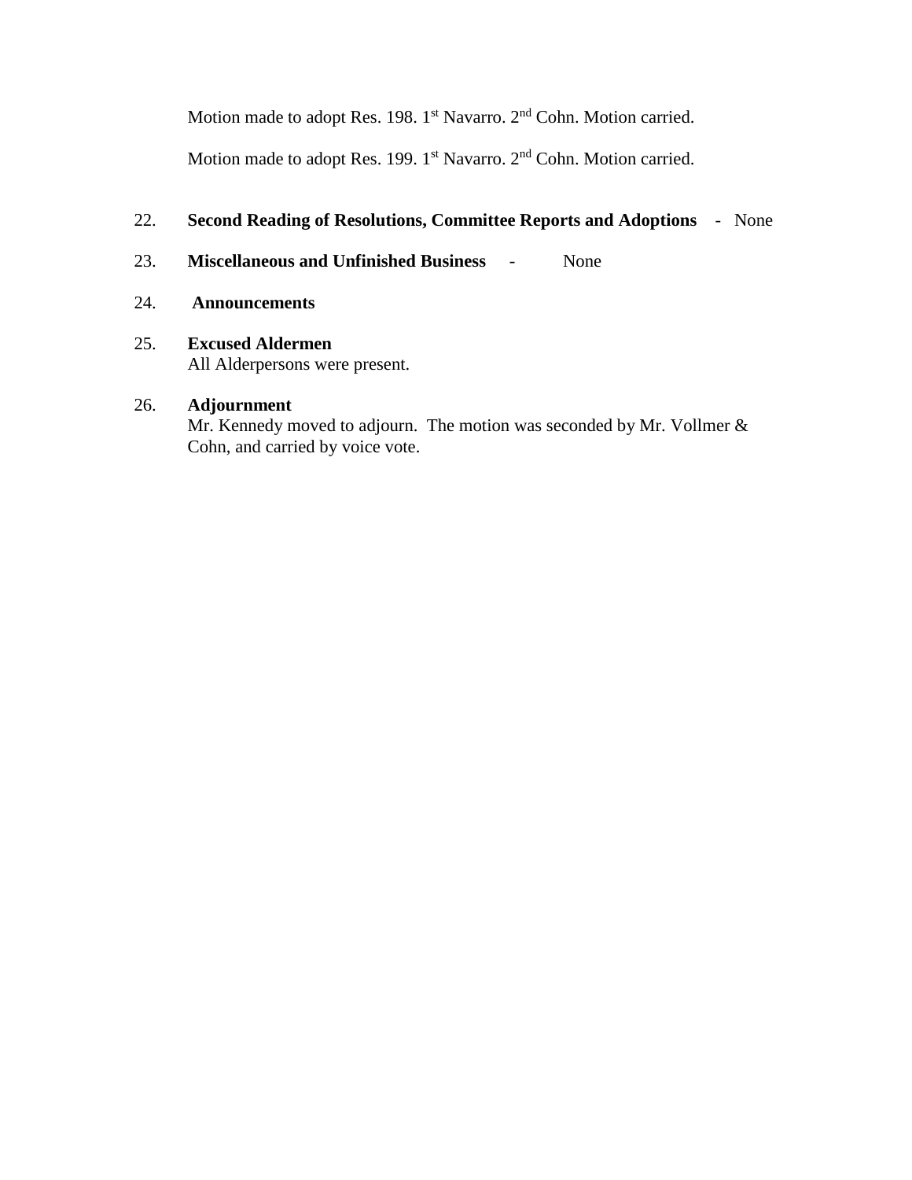Motion made to adopt Res. 198. 1st Navarro. 2nd Cohn. Motion carried.

Motion made to adopt Res. 199. 1st Navarro. 2nd Cohn. Motion carried.

22. **Second Reading of Resolutions, Committee Reports and Adoptions** - None

23. **Miscellaneous and Unfinished Business** - None

24. **Announcements**

25. **Excused Aldermen**
    All Alderpersons were present.

26. **Adjournment**
    Mr. Kennedy moved to adjourn. The motion was seconded by Mr. Vollmer & Cohn, and carried by voice vote.